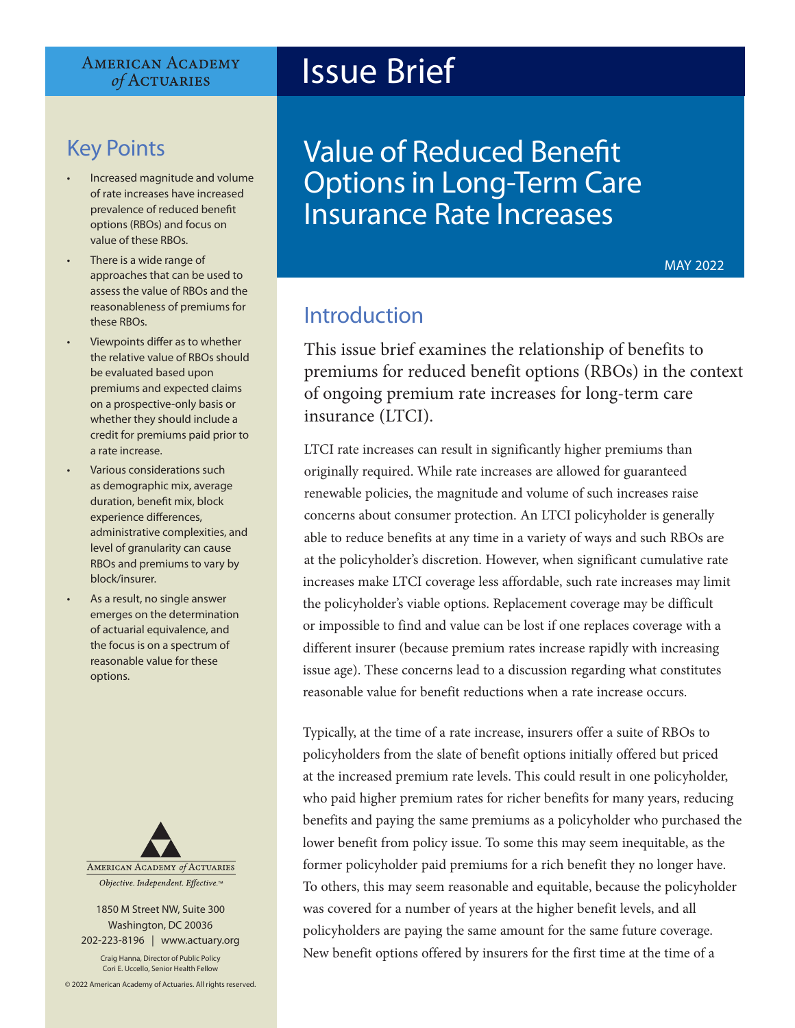American Academy of Actuaries

# Issue Brief

## Value of Reduced Benefit Options in Long-Term Care Insurance Rate Increases

MAY 2022

### Key Points

- Increased magnitude and volume of rate increases have increased prevalence of reduced benefit options (RBOs) and focus on value of these RBOs.
- There is a wide range of approaches that can be used to assess the value of RBOs and the reasonableness of premiums for these RBOs.
- Viewpoints differ as to whether the relative value of RBOs should be evaluated based upon premiums and expected claims on a prospective-only basis or whether they should include a credit for premiums paid prior to a rate increase.
- Various considerations such as demographic mix, average duration, benefit mix, block experience differences, administrative complexities, and level of granularity can cause RBOs and premiums to vary by block/insurer.
- As a result, no single answer emerges on the determination of actuarial equivalence, and the focus is on a spectrum of reasonable value for these options.

American Academy of Actuaries
*Objective. Independent. Effective.™*

1850 M Street NW, Suite 300
Washington, DC 20036
202-223-8196 | www.actuary.org

Craig Hanna, Director of Public Policy
Cori E. Uccello, Senior Health Fellow

© 2022 American Academy of Actuaries. All rights reserved.

## Introduction

This issue brief examines the relationship of benefits to premiums for reduced benefit options (RBOs) in the context of ongoing premium rate increases for long-term care insurance (LTCI).

LTCI rate increases can result in significantly higher premiums than originally required. While rate increases are allowed for guaranteed renewable policies, the magnitude and volume of such increases raise concerns about consumer protection. An LTCI policyholder is generally able to reduce benefits at any time in a variety of ways and such RBOs are at the policyholder's discretion. However, when significant cumulative rate increases make LTCI coverage less affordable, such rate increases may limit the policyholder's viable options. Replacement coverage may be difficult or impossible to find and value can be lost if one replaces coverage with a different insurer (because premium rates increase rapidly with increasing issue age). These concerns lead to a discussion regarding what constitutes reasonable value for benefit reductions when a rate increase occurs.

Typically, at the time of a rate increase, insurers offer a suite of RBOs to policyholders from the slate of benefit options initially offered but priced at the increased premium rate levels. This could result in one policyholder, who paid higher premium rates for richer benefits for many years, reducing benefits and paying the same premiums as a policyholder who purchased the lower benefit from policy issue. To some this may seem inequitable, as the former policyholder paid premiums for a rich benefit they no longer have. To others, this may seem reasonable and equitable, because the policyholder was covered for a number of years at the higher benefit levels, and all policyholders are paying the same amount for the same future coverage. New benefit options offered by insurers for the first time at the time of a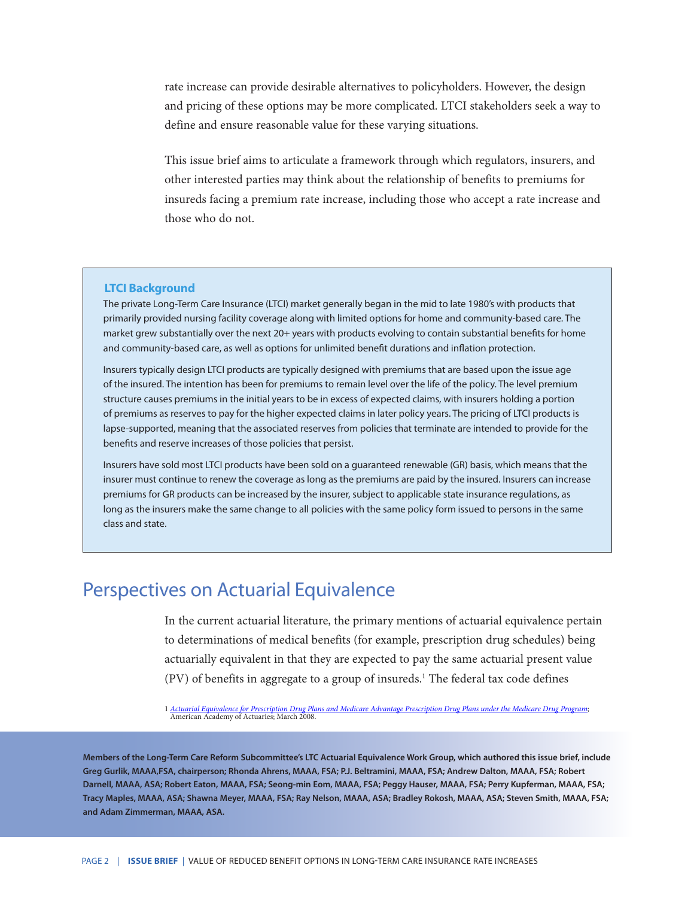rate increase can provide desirable alternatives to policyholders. However, the design and pricing of these options may be more complicated. LTCI stakeholders seek a way to define and ensure reasonable value for these varying situations.

This issue brief aims to articulate a framework through which regulators, insurers, and other interested parties may think about the relationship of benefits to premiums for insureds facing a premium rate increase, including those who accept a rate increase and those who do not.

### LTCI Background

The private Long-Term Care Insurance (LTCI) market generally began in the mid to late 1980's with products that primarily provided nursing facility coverage along with limited options for home and community-based care. The market grew substantially over the next 20+ years with products evolving to contain substantial benefits for home and community-based care, as well as options for unlimited benefit durations and inflation protection.

Insurers typically design LTCI products are typically designed with premiums that are based upon the issue age of the insured. The intention has been for premiums to remain level over the life of the policy. The level premium structure causes premiums in the initial years to be in excess of expected claims, with insurers holding a portion of premiums as reserves to pay for the higher expected claims in later policy years. The pricing of LTCI products is lapse-supported, meaning that the associated reserves from policies that terminate are intended to provide for the benefits and reserve increases of those policies that persist.

Insurers have sold most LTCI products have been sold on a guaranteed renewable (GR) basis, which means that the insurer must continue to renew the coverage as long as the premiums are paid by the insured. Insurers can increase premiums for GR products can be increased by the insurer, subject to applicable state insurance regulations, as long as the insurers make the same change to all policies with the same policy form issued to persons in the same class and state.

## Perspectives on Actuarial Equivalence

In the current actuarial literature, the primary mentions of actuarial equivalence pertain to determinations of medical benefits (for example, prescription drug schedules) being actuarially equivalent in that they are expected to pay the same actuarial present value (PV) of benefits in aggregate to a group of insureds.[1] The federal tax code defines

[1] *Actuarial Equivalence for Prescription Drug Plans and Medicare Advantage Prescription Drug Plans under the Medicare Drug Program*; American Academy of Actuaries; March 2008.

**Members of the Long-Term Care Reform Subcommittee's LTC Actuarial Equivalence Work Group, which authored this issue brief, include Greg Gurlik, MAAA,FSA, chairperson; Rhonda Ahrens, MAAA, FSA; P.J. Beltramini, MAAA, FSA; Andrew Dalton, MAAA, FSA; Robert Darnell, MAAA, ASA; Robert Eaton, MAAA, FSA; Seong-min Eom, MAAA, FSA; Peggy Hauser, MAAA, FSA; Perry Kupferman, MAAA, FSA; Tracy Maples, MAAA, ASA; Shawna Meyer, MAAA, FSA; Ray Nelson, MAAA, ASA; Bradley Rokosh, MAAA, ASA; Steven Smith, MAAA, FSA; and Adam Zimmerman, MAAA, ASA.**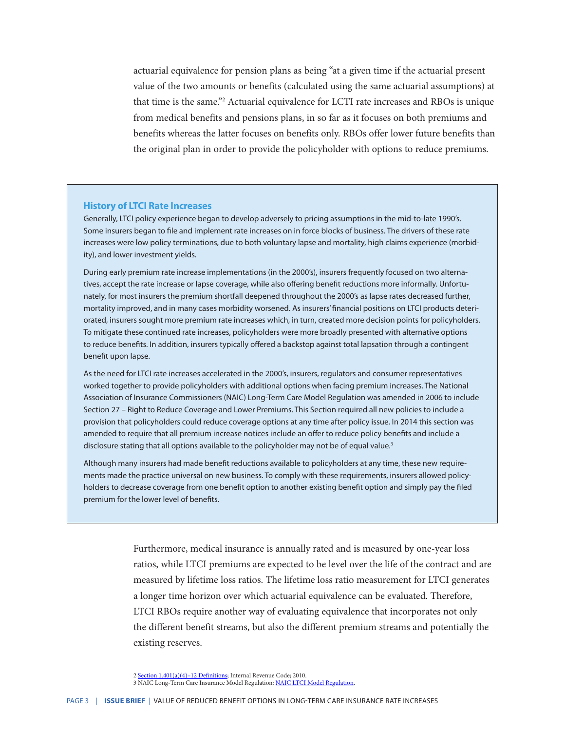actuarial equivalence for pension plans as being "at a given time if the actuarial present value of the two amounts or benefits (calculated using the same actuarial assumptions) at that time is the same."[2] Actuarial equivalence for LCTI rate increases and RBOs is unique from medical benefits and pensions plans, in so far as it focuses on both premiums and benefits whereas the latter focuses on benefits only. RBOs offer lower future benefits than the original plan in order to provide the policyholder with options to reduce premiums.

### History of LTCI Rate Increases

Generally, LTCI policy experience began to develop adversely to pricing assumptions in the mid-to-late 1990's. Some insurers began to file and implement rate increases on in force blocks of business. The drivers of these rate increases were low policy terminations, due to both voluntary lapse and mortality, high claims experience (morbidity), and lower investment yields.

During early premium rate increase implementations (in the 2000's), insurers frequently focused on two alternatives, accept the rate increase or lapse coverage, while also offering benefit reductions more informally. Unfortunately, for most insurers the premium shortfall deepened throughout the 2000's as lapse rates decreased further, mortality improved, and in many cases morbidity worsened. As insurers' financial positions on LTCI products deteriorated, insurers sought more premium rate increases which, in turn, created more decision points for policyholders. To mitigate these continued rate increases, policyholders were more broadly presented with alternative options to reduce benefits. In addition, insurers typically offered a backstop against total lapsation through a contingent benefit upon lapse.

As the need for LTCI rate increases accelerated in the 2000's, insurers, regulators and consumer representatives worked together to provide policyholders with additional options when facing premium increases. The National Association of Insurance Commissioners (NAIC) Long-Term Care Model Regulation was amended in 2006 to include Section 27 – Right to Reduce Coverage and Lower Premiums. This Section required all new policies to include a provision that policyholders could reduce coverage options at any time after policy issue. In 2014 this section was amended to require that all premium increase notices include an offer to reduce policy benefits and include a disclosure stating that all options available to the policyholder may not be of equal value.[3]

Although many insurers had made benefit reductions available to policyholders at any time, these new requirements made the practice universal on new business. To comply with these requirements, insurers allowed policyholders to decrease coverage from one benefit option to another existing benefit option and simply pay the filed premium for the lower level of benefits.

Furthermore, medical insurance is annually rated and is measured by one-year loss ratios, while LTCI premiums are expected to be level over the life of the contract and are measured by lifetime loss ratios. The lifetime loss ratio measurement for LTCI generates a longer time horizon over which actuarial equivalence can be evaluated. Therefore, LTCI RBOs require another way of evaluating equivalence that incorporates not only the different benefit streams, but also the different premium streams and potentially the existing reserves.

2 Section 1.401(a)(4)–12 Definitions; Internal Revenue Code; 2010.
3 NAIC Long-Term Care Insurance Model Regulation: NAIC LTCI Model Regulation.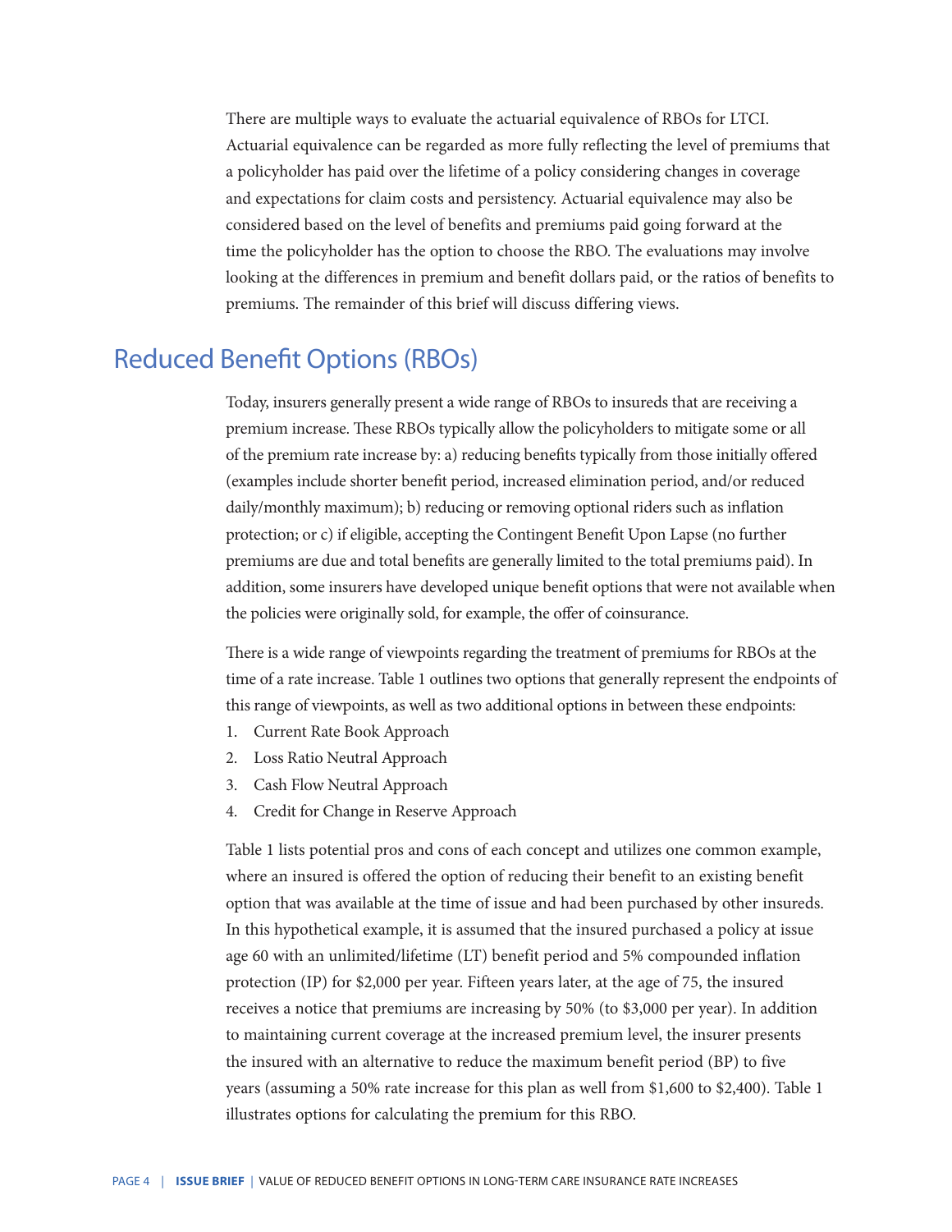There are multiple ways to evaluate the actuarial equivalence of RBOs for LTCI. Actuarial equivalence can be regarded as more fully reflecting the level of premiums that a policyholder has paid over the lifetime of a policy considering changes in coverage and expectations for claim costs and persistency. Actuarial equivalence may also be considered based on the level of benefits and premiums paid going forward at the time the policyholder has the option to choose the RBO. The evaluations may involve looking at the differences in premium and benefit dollars paid, or the ratios of benefits to premiums. The remainder of this brief will discuss differing views.

## Reduced Benefit Options (RBOs)

Today, insurers generally present a wide range of RBOs to insureds that are receiving a premium increase. These RBOs typically allow the policyholders to mitigate some or all of the premium rate increase by: a) reducing benefits typically from those initially offered (examples include shorter benefit period, increased elimination period, and/or reduced daily/monthly maximum); b) reducing or removing optional riders such as inflation protection; or c) if eligible, accepting the Contingent Benefit Upon Lapse (no further premiums are due and total benefits are generally limited to the total premiums paid). In addition, some insurers have developed unique benefit options that were not available when the policies were originally sold, for example, the offer of coinsurance.

There is a wide range of viewpoints regarding the treatment of premiums for RBOs at the time of a rate increase. Table 1 outlines two options that generally represent the endpoints of this range of viewpoints, as well as two additional options in between these endpoints:

1. Current Rate Book Approach
2. Loss Ratio Neutral Approach
3. Cash Flow Neutral Approach
4. Credit for Change in Reserve Approach

Table 1 lists potential pros and cons of each concept and utilizes one common example, where an insured is offered the option of reducing their benefit to an existing benefit option that was available at the time of issue and had been purchased by other insureds. In this hypothetical example, it is assumed that the insured purchased a policy at issue age 60 with an unlimited/lifetime (LT) benefit period and 5% compounded inflation protection (IP) for $2,000 per year. Fifteen years later, at the age of 75, the insured receives a notice that premiums are increasing by 50% (to $3,000 per year). In addition to maintaining current coverage at the increased premium level, the insurer presents the insured with an alternative to reduce the maximum benefit period (BP) to five years (assuming a 50% rate increase for this plan as well from $1,600 to $2,400). Table 1 illustrates options for calculating the premium for this RBO.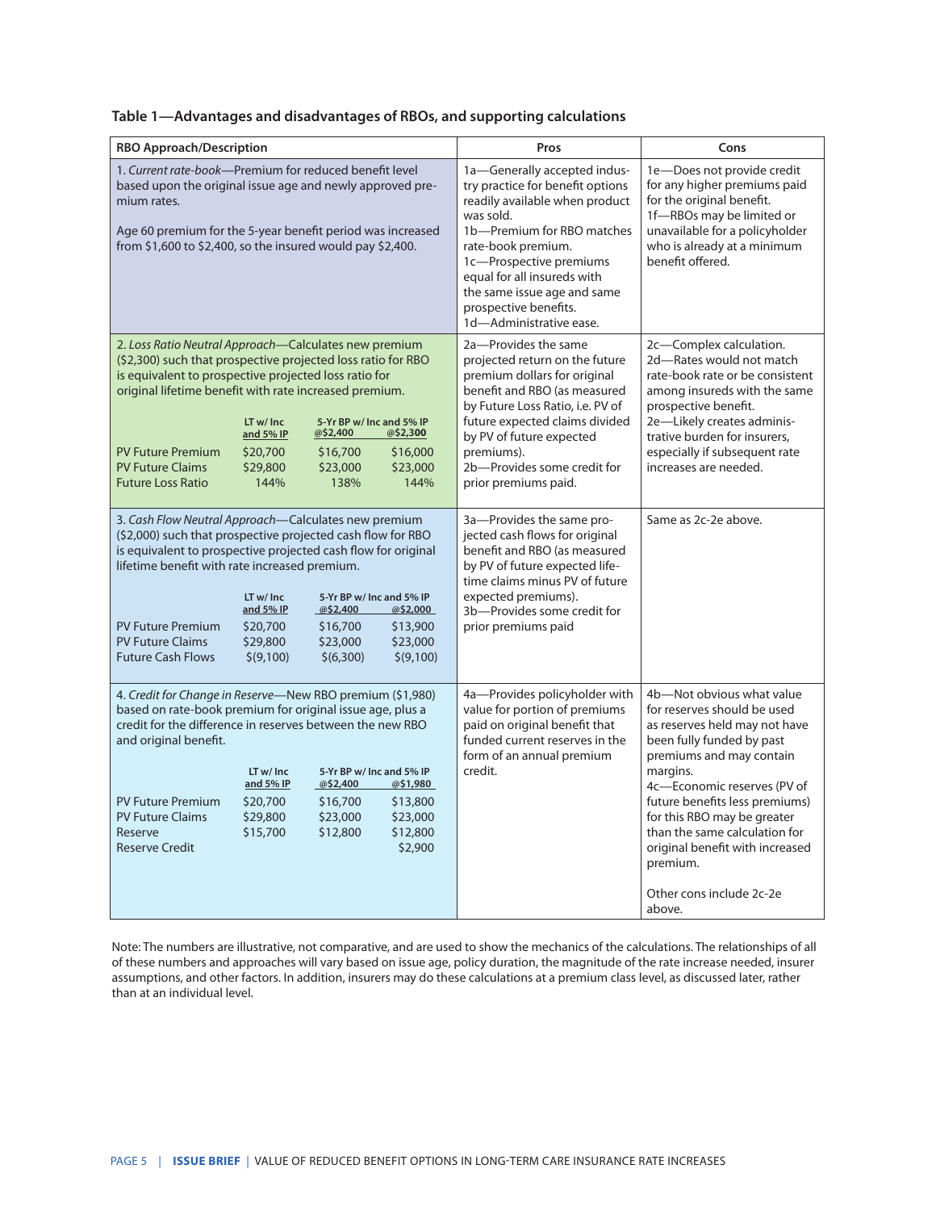**Table 1—Advantages and disadvantages of RBOs, and supporting calculations**

| RBO Approach/Description | Pros | Cons |
|---|---|---|
| 1. *Current rate-book*—Premium for reduced benefit level based upon the original issue age and newly approved premium rates.<br><br>Age 60 premium for the 5-year benefit period was increased from $1,600 to $2,400, so the insured would pay $2,400. | 1a—Generally accepted industry practice for benefit options readily available when product was sold.<br>1b—Premium for RBO matches rate-book premium.<br>1c—Prospective premiums equal for all insureds with the same issue age and same prospective benefits.<br>1d—Administrative ease. | 1e—Does not provide credit for any higher premiums paid for the original benefit.<br>1f—RBOs may be limited or unavailable for a policyholder who is already at a minimum benefit offered. |
| 2. *Loss Ratio Neutral Approach*—Calculates new premium ($2,300) such that prospective projected loss ratio for RBO is equivalent to prospective projected loss ratio for original lifetime benefit with rate increased premium.<br><br>(columns: LT w/ Inc and 5% IP; 5-Yr BP w/ Inc and 5% IP @$2,400; @$2,300)<br>PV Future Premium: $20,700; $16,700; $16,000<br>PV Future Claims: $29,800; $23,000; $23,000<br>Future Loss Ratio: 144%; 138%; 144% | 2a—Provides the same projected return on the future premium dollars for original benefit and RBO (as measured by Future Loss Ratio, i.e. PV of future expected claims divided by PV of future expected premiums).<br>2b—Provides some credit for prior premiums paid. | 2c—Complex calculation.<br>2d—Rates would not match rate-book rate or be consistent among insureds with the same prospective benefit.<br>2e—Likely creates administrative burden for insurers, especially if subsequent rate increases are needed. |
| 3. *Cash Flow Neutral Approach*—Calculates new premium ($2,000) such that prospective projected cash flow for RBO is equivalent to prospective projected cash flow for original lifetime benefit with rate increased premium.<br><br>(columns: LT w/ Inc and 5% IP; 5-Yr BP w/ Inc and 5% IP @$2,400; @$2,000)<br>PV Future Premium: $20,700; $16,700; $13,900<br>PV Future Claims: $29,800; $23,000; $23,000<br>Future Cash Flows: $(9,100); $(6,300); $(9,100) | 3a—Provides the same projected cash flows for original benefit and RBO (as measured by PV of future expected lifetime claims minus PV of future expected premiums).<br>3b—Provides some credit for prior premiums paid | Same as 2c-2e above. |
| 4. *Credit for Change in Reserve*—New RBO premium ($1,980) based on rate-book premium for original issue age, plus a credit for the difference in reserves between the new RBO and original benefit.<br><br>(columns: LT w/ Inc and 5% IP; 5-Yr BP w/ Inc and 5% IP @$2,400; @$1,980)<br>PV Future Premium: $20,700; $16,700; $13,800<br>PV Future Claims: $29,800; $23,000; $23,000<br>Reserve: $15,700; $12,800; $12,800<br>Reserve Credit: —; —; $2,900 | 4a—Provides policyholder with value for portion of premiums paid on original benefit that funded current reserves in the form of an annual premium credit. | 4b—Not obvious what value for reserves should be used as reserves held may not have been fully funded by past premiums and may contain margins.<br>4c—Economic reserves (PV of future benefits less premiums) for this RBO may be greater than the same calculation for original benefit with increased premium.<br><br>Other cons include 2c-2e above. |

Note: The numbers are illustrative, not comparative, and are used to show the mechanics of the calculations. The relationships of all of these numbers and approaches will vary based on issue age, policy duration, the magnitude of the rate increase needed, insurer assumptions, and other factors. In addition, insurers may do these calculations at a premium class level, as discussed later, rather than at an individual level.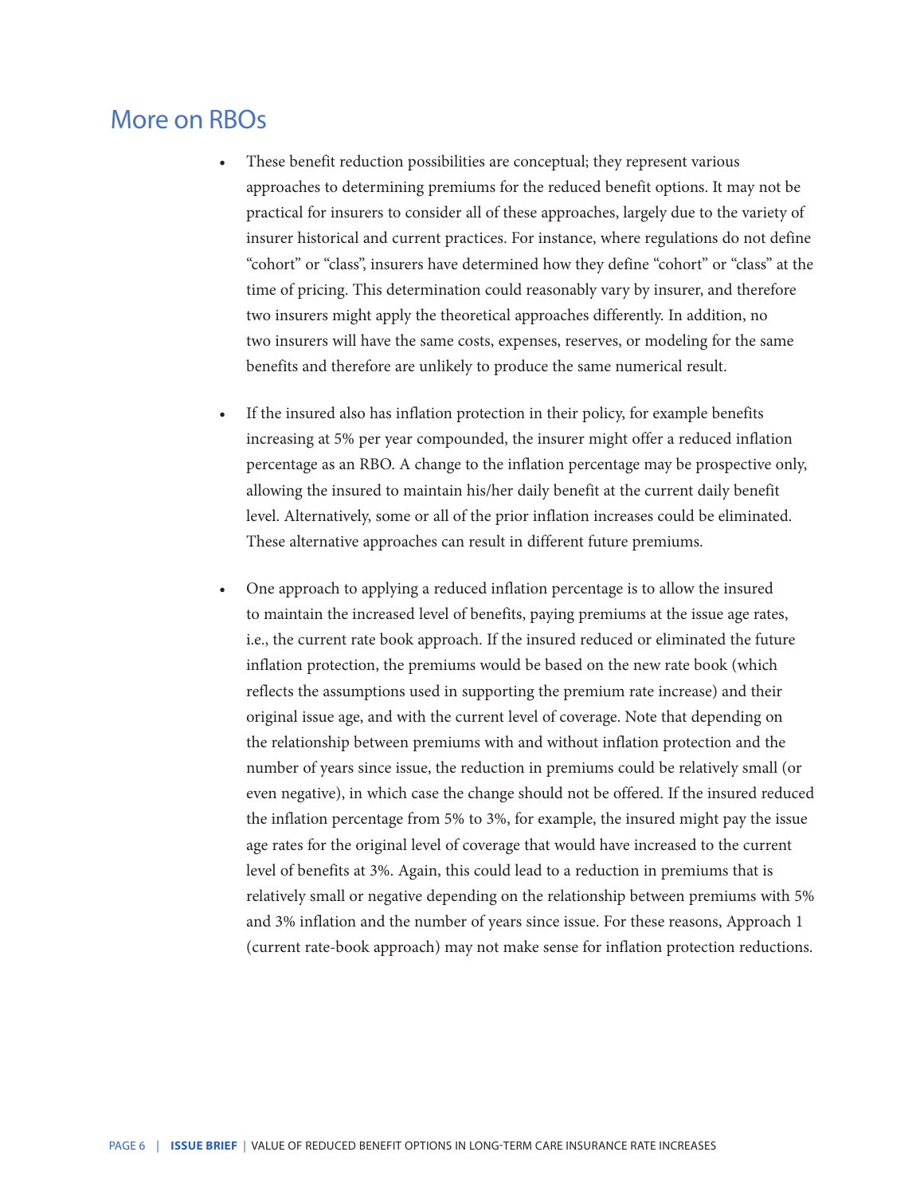## More on RBOs

- These benefit reduction possibilities are conceptual; they represent various approaches to determining premiums for the reduced benefit options. It may not be practical for insurers to consider all of these approaches, largely due to the variety of insurer historical and current practices. For instance, where regulations do not define "cohort" or "class", insurers have determined how they define "cohort" or "class" at the time of pricing. This determination could reasonably vary by insurer, and therefore two insurers might apply the theoretical approaches differently. In addition, no two insurers will have the same costs, expenses, reserves, or modeling for the same benefits and therefore are unlikely to produce the same numerical result.

- If the insured also has inflation protection in their policy, for example benefits increasing at 5% per year compounded, the insurer might offer a reduced inflation percentage as an RBO. A change to the inflation percentage may be prospective only, allowing the insured to maintain his/her daily benefit at the current daily benefit level. Alternatively, some or all of the prior inflation increases could be eliminated. These alternative approaches can result in different future premiums.

- One approach to applying a reduced inflation percentage is to allow the insured to maintain the increased level of benefits, paying premiums at the issue age rates, i.e., the current rate book approach. If the insured reduced or eliminated the future inflation protection, the premiums would be based on the new rate book (which reflects the assumptions used in supporting the premium rate increase) and their original issue age, and with the current level of coverage. Note that depending on the relationship between premiums with and without inflation protection and the number of years since issue, the reduction in premiums could be relatively small (or even negative), in which case the change should not be offered. If the insured reduced the inflation percentage from 5% to 3%, for example, the insured might pay the issue age rates for the original level of coverage that would have increased to the current level of benefits at 3%. Again, this could lead to a reduction in premiums that is relatively small or negative depending on the relationship between premiums with 5% and 3% inflation and the number of years since issue. For these reasons, Approach 1 (current rate-book approach) may not make sense for inflation protection reductions.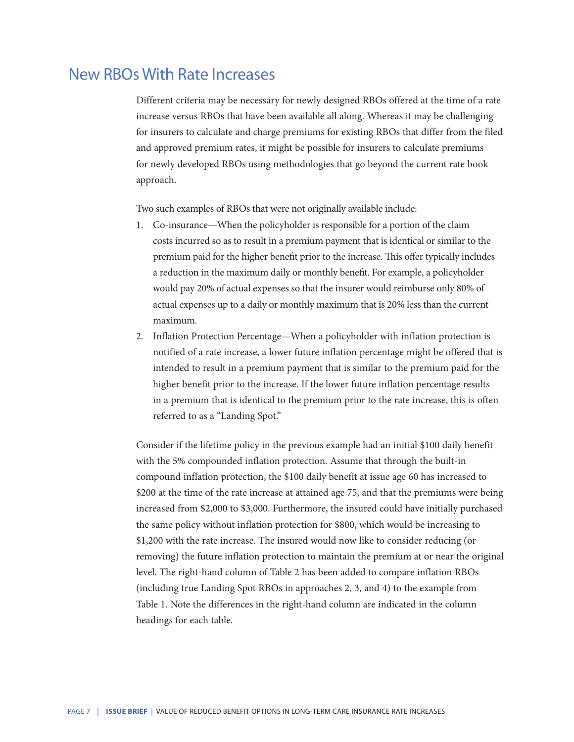## New RBOs With Rate Increases

Different criteria may be necessary for newly designed RBOs offered at the time of a rate increase versus RBOs that have been available all along. Whereas it may be challenging for insurers to calculate and charge premiums for existing RBOs that differ from the filed and approved premium rates, it might be possible for insurers to calculate premiums for newly developed RBOs using methodologies that go beyond the current rate book approach.

Two such examples of RBOs that were not originally available include:

1. Co-insurance—When the policyholder is responsible for a portion of the claim costs incurred so as to result in a premium payment that is identical or similar to the premium paid for the higher benefit prior to the increase. This offer typically includes a reduction in the maximum daily or monthly benefit. For example, a policyholder would pay 20% of actual expenses so that the insurer would reimburse only 80% of actual expenses up to a daily or monthly maximum that is 20% less than the current maximum.
2. Inflation Protection Percentage—When a policyholder with inflation protection is notified of a rate increase, a lower future inflation percentage might be offered that is intended to result in a premium payment that is similar to the premium paid for the higher benefit prior to the increase. If the lower future inflation percentage results in a premium that is identical to the premium prior to the rate increase, this is often referred to as a "Landing Spot."

Consider if the lifetime policy in the previous example had an initial $100 daily benefit with the 5% compounded inflation protection. Assume that through the built-in compound inflation protection, the $100 daily benefit at issue age 60 has increased to $200 at the time of the rate increase at attained age 75, and that the premiums were being increased from $2,000 to $3,000. Furthermore, the insured could have initially purchased the same policy without inflation protection for $800, which would be increasing to $1,200 with the rate increase. The insured would now like to consider reducing (or removing) the future inflation protection to maintain the premium at or near the original level. The right-hand column of Table 2 has been added to compare inflation RBOs (including true Landing Spot RBOs in approaches 2, 3, and 4) to the example from Table 1. Note the differences in the right-hand column are indicated in the column headings for each table.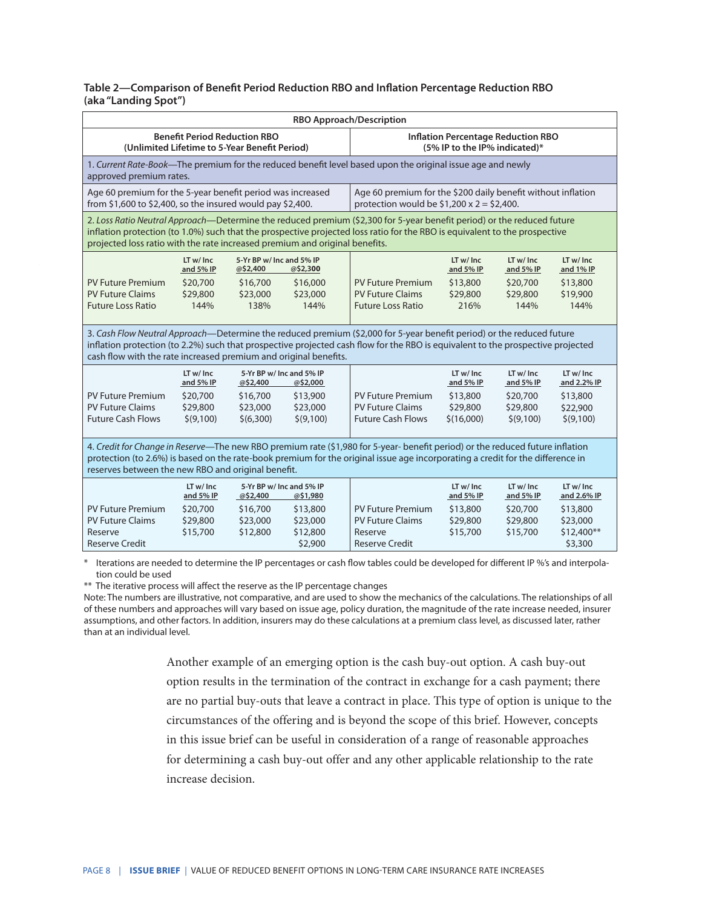**Table 2—Comparison of Benefit Period Reduction RBO and Inflation Percentage Reduction RBO (aka "Landing Spot")**

| RBO Approach/Description | | | | | | | |
|---|---|---|---|---|---|---|---|
| **Benefit Period Reduction RBO (Unlimited Lifetime to 5-Year Benefit Period)** | | | | **Inflation Percentage Reduction RBO (5% IP to the IP% indicated)*** | | | |
| 1. *Current Rate-Book*—The premium for the reduced benefit level based upon the original issue age and newly approved premium rates. | | | | | | | |
| Age 60 premium for the 5-year benefit period was increased from $1,600 to $2,400, so the insured would pay $2,400. | | | | Age 60 premium for the $200 daily benefit without inflation protection would be $1,200 x 2 = $2,400. | | | |
| 2. *Loss Ratio Neutral Approach*—Determine the reduced premium ($2,300 for 5-year benefit period) or the reduced future inflation protection (to 1.0%) such that the prospective projected loss ratio for the RBO is equivalent to the prospective projected loss ratio with the rate increased premium and original benefits. | | | | | | | |
| | LT w/ Inc and 5% IP | 5-Yr BP w/ Inc and 5% IP @$2,400 | @$2,300 | | LT w/ Inc and 5% IP | LT w/ Inc and 5% IP | LT w/ Inc and 1% IP |
| PV Future Premium | $20,700 | $16,700 | $16,000 | PV Future Premium | $13,800 | $20,700 | $13,800 |
| PV Future Claims | $29,800 | $23,000 | $23,000 | PV Future Claims | $29,800 | $29,800 | $19,900 |
| Future Loss Ratio | 144% | 138% | 144% | Future Loss Ratio | 216% | 144% | 144% |
| 3. *Cash Flow Neutral Approach*—Determine the reduced premium ($2,000 for 5-year benefit period) or the reduced future inflation protection (to 2.2%) such that prospective projected cash flow for the RBO is equivalent to the prospective projected cash flow with the rate increased premium and original benefits. | | | | | | | |
| | LT w/ Inc and 5% IP | 5-Yr BP w/ Inc and 5% IP @$2,400 | @$2,000 | | LT w/ Inc and 5% IP | LT w/ Inc and 5% IP | LT w/ Inc and 2.2% IP |
| PV Future Premium | $20,700 | $16,700 | $13,900 | PV Future Premium | $13,800 | $20,700 | $13,800 |
| PV Future Claims | $29,800 | $23,000 | $23,000 | PV Future Claims | $29,800 | $29,800 | $22,900 |
| Future Cash Flows | $(9,100) | $(6,300) | $(9,100) | Future Cash Flows | $(16,000) | $(9,100) | $(9,100) |
| 4. *Credit for Change in Reserve*—The new RBO premium rate ($1,980 for 5-year- benefit period) or the reduced future inflation protection (to 2.6%) is based on the rate-book premium for the original issue age incorporating a credit for the difference in reserves between the new RBO and original benefit. | | | | | | | |
| | LT w/ Inc and 5% IP | 5-Yr BP w/ Inc and 5% IP @$2,400 | @$1,980 | | LT w/ Inc and 5% IP | LT w/ Inc and 5% IP | LT w/ Inc and 2.6% IP |
| PV Future Premium | $20,700 | $16,700 | $13,800 | PV Future Premium | $13,800 | $20,700 | $13,800 |
| PV Future Claims | $29,800 | $23,000 | $23,000 | PV Future Claims | $29,800 | $29,800 | $23,000 |
| Reserve | $15,700 | $12,800 | $12,800 | Reserve | $15,700 | $15,700 | $12,400** |
| Reserve Credit | | | $2,900 | Reserve Credit | | | $3,300 |

\* Iterations are needed to determine the IP percentages or cash flow tables could be developed for different IP %'s and interpolation could be used

** The iterative process will affect the reserve as the IP percentage changes

Note: The numbers are illustrative, not comparative, and are used to show the mechanics of the calculations. The relationships of all of these numbers and approaches will vary based on issue age, policy duration, the magnitude of the rate increase needed, insurer assumptions, and other factors. In addition, insurers may do these calculations at a premium class level, as discussed later, rather than at an individual level.

Another example of an emerging option is the cash buy-out option. A cash buy-out option results in the termination of the contract in exchange for a cash payment; there are no partial buy-outs that leave a contract in place. This type of option is unique to the circumstances of the offering and is beyond the scope of this brief. However, concepts in this issue brief can be useful in consideration of a range of reasonable approaches for determining a cash buy-out offer and any other applicable relationship to the rate increase decision.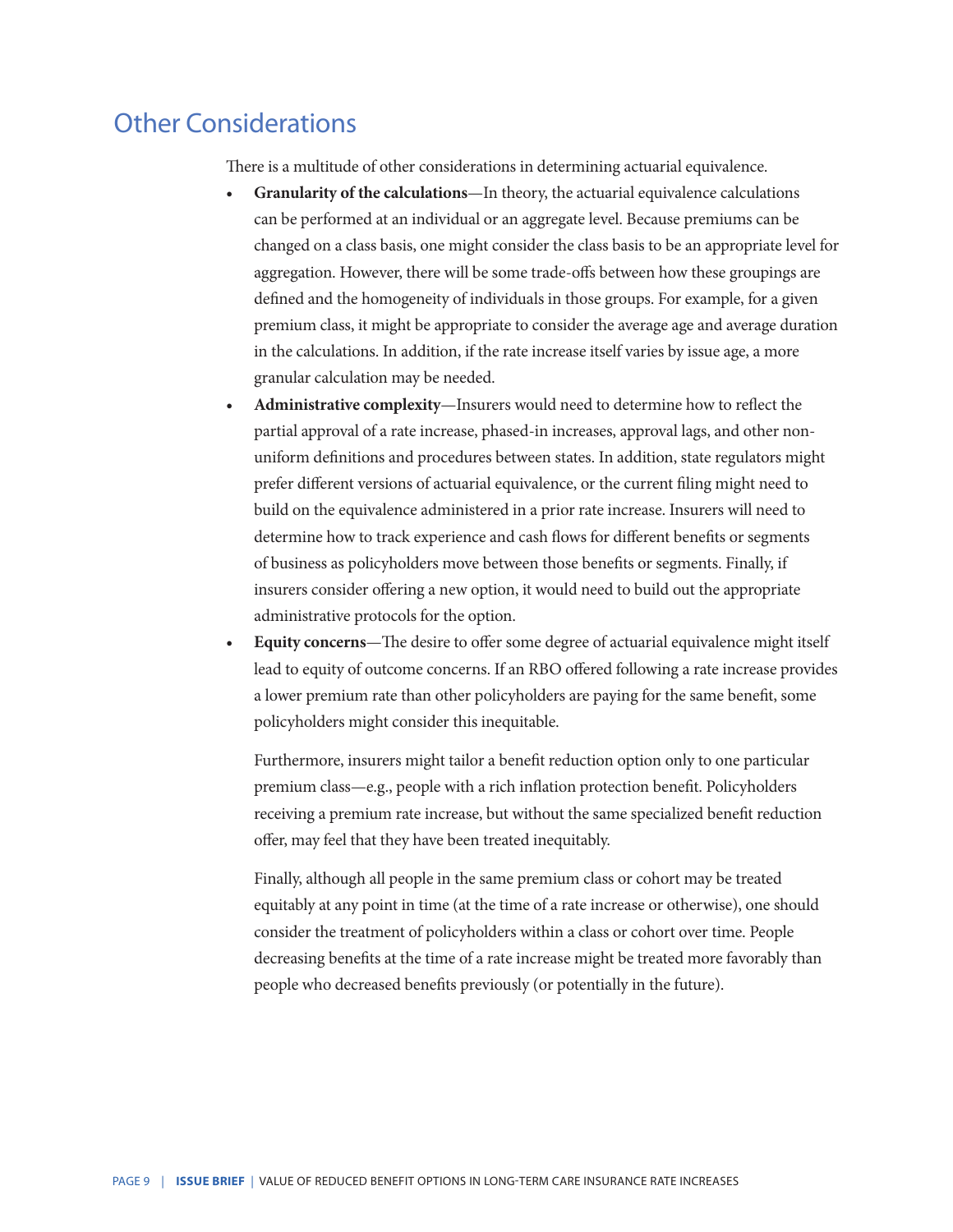## Other Considerations

There is a multitude of other considerations in determining actuarial equivalence.

- **Granularity of the calculations**—In theory, the actuarial equivalence calculations can be performed at an individual or an aggregate level. Because premiums can be changed on a class basis, one might consider the class basis to be an appropriate level for aggregation. However, there will be some trade-offs between how these groupings are defined and the homogeneity of individuals in those groups. For example, for a given premium class, it might be appropriate to consider the average age and average duration in the calculations. In addition, if the rate increase itself varies by issue age, a more granular calculation may be needed.
- **Administrative complexity**—Insurers would need to determine how to reflect the partial approval of a rate increase, phased-in increases, approval lags, and other non-uniform definitions and procedures between states. In addition, state regulators might prefer different versions of actuarial equivalence, or the current filing might need to build on the equivalence administered in a prior rate increase. Insurers will need to determine how to track experience and cash flows for different benefits or segments of business as policyholders move between those benefits or segments. Finally, if insurers consider offering a new option, it would need to build out the appropriate administrative protocols for the option.
- **Equity concerns**—The desire to offer some degree of actuarial equivalence might itself lead to equity of outcome concerns. If an RBO offered following a rate increase provides a lower premium rate than other policyholders are paying for the same benefit, some policyholders might consider this inequitable.

  Furthermore, insurers might tailor a benefit reduction option only to one particular premium class—e.g., people with a rich inflation protection benefit. Policyholders receiving a premium rate increase, but without the same specialized benefit reduction offer, may feel that they have been treated inequitably.

  Finally, although all people in the same premium class or cohort may be treated equitably at any point in time (at the time of a rate increase or otherwise), one should consider the treatment of policyholders within a class or cohort over time. People decreasing benefits at the time of a rate increase might be treated more favorably than people who decreased benefits previously (or potentially in the future).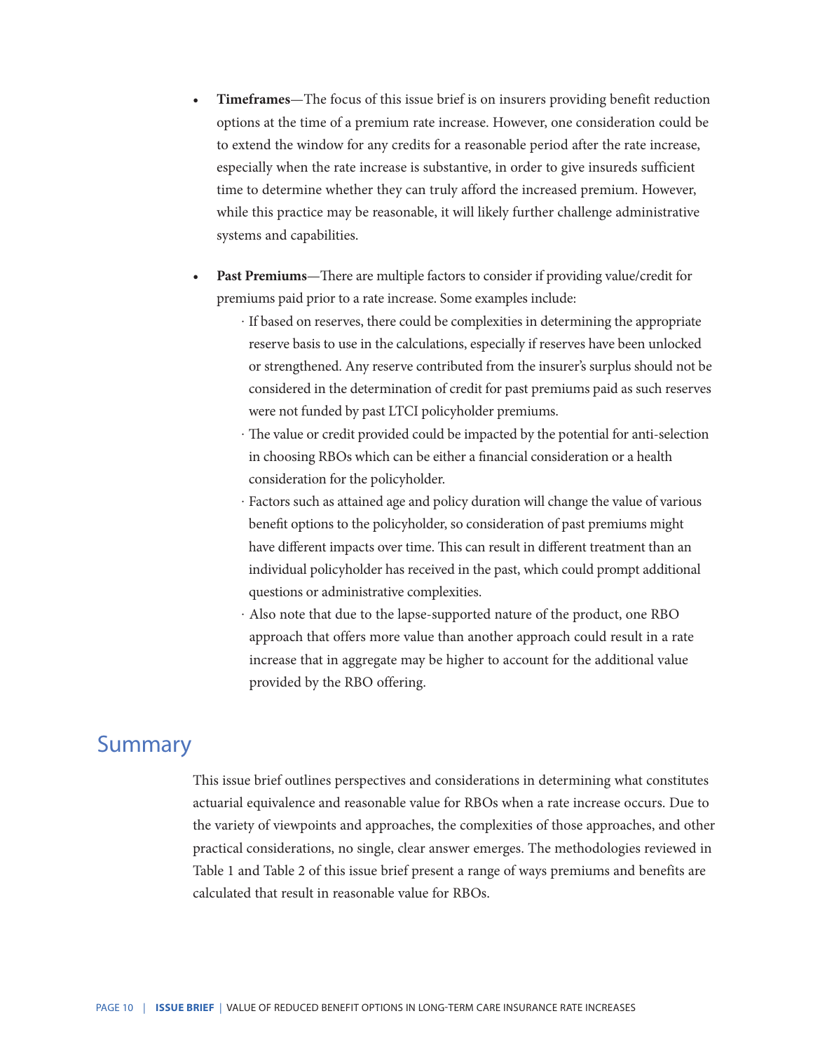- **Timeframes**—The focus of this issue brief is on insurers providing benefit reduction options at the time of a premium rate increase. However, one consideration could be to extend the window for any credits for a reasonable period after the rate increase, especially when the rate increase is substantive, in order to give insureds sufficient time to determine whether they can truly afford the increased premium. However, while this practice may be reasonable, it will likely further challenge administrative systems and capabilities.
- **Past Premiums**—There are multiple factors to consider if providing value/credit for premiums paid prior to a rate increase. Some examples include:
  - If based on reserves, there could be complexities in determining the appropriate reserve basis to use in the calculations, especially if reserves have been unlocked or strengthened. Any reserve contributed from the insurer's surplus should not be considered in the determination of credit for past premiums paid as such reserves were not funded by past LTCI policyholder premiums.
  - The value or credit provided could be impacted by the potential for anti-selection in choosing RBOs which can be either a financial consideration or a health consideration for the policyholder.
  - Factors such as attained age and policy duration will change the value of various benefit options to the policyholder, so consideration of past premiums might have different impacts over time. This can result in different treatment than an individual policyholder has received in the past, which could prompt additional questions or administrative complexities.
  - Also note that due to the lapse-supported nature of the product, one RBO approach that offers more value than another approach could result in a rate increase that in aggregate may be higher to account for the additional value provided by the RBO offering.

## Summary

This issue brief outlines perspectives and considerations in determining what constitutes actuarial equivalence and reasonable value for RBOs when a rate increase occurs. Due to the variety of viewpoints and approaches, the complexities of those approaches, and other practical considerations, no single, clear answer emerges. The methodologies reviewed in Table 1 and Table 2 of this issue brief present a range of ways premiums and benefits are calculated that result in reasonable value for RBOs.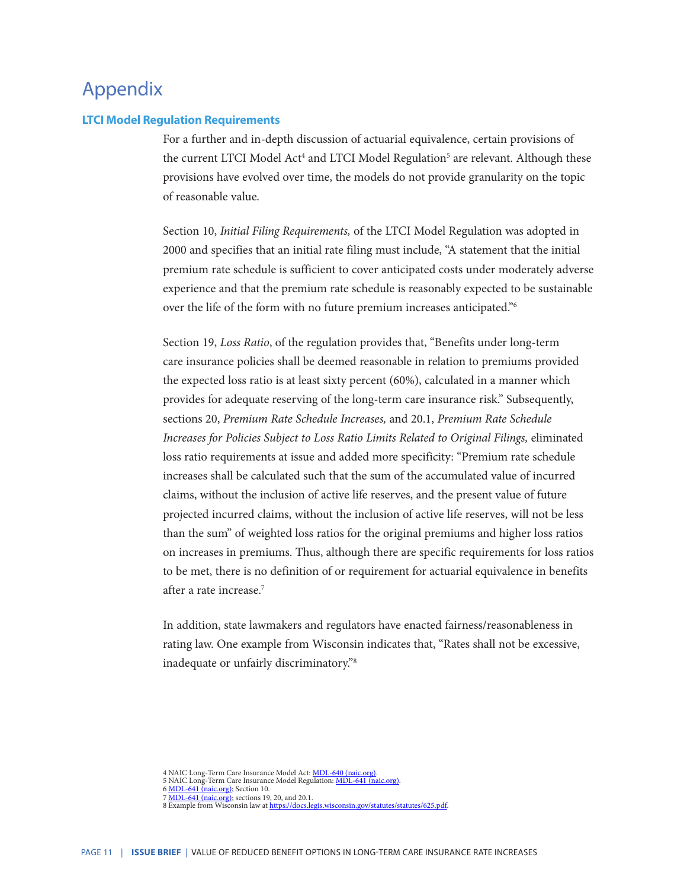# Appendix

### LTCI Model Regulation Requirements

For a further and in-depth discussion of actuarial equivalence, certain provisions of the current LTCI Model Act[4] and LTCI Model Regulation[5] are relevant. Although these provisions have evolved over time, the models do not provide granularity on the topic of reasonable value.

Section 10, *Initial Filing Requirements,* of the LTCI Model Regulation was adopted in 2000 and specifies that an initial rate filing must include, "A statement that the initial premium rate schedule is sufficient to cover anticipated costs under moderately adverse experience and that the premium rate schedule is reasonably expected to be sustainable over the life of the form with no future premium increases anticipated."[6]

Section 19, *Loss Ratio*, of the regulation provides that, "Benefits under long-term care insurance policies shall be deemed reasonable in relation to premiums provided the expected loss ratio is at least sixty percent (60%), calculated in a manner which provides for adequate reserving of the long-term care insurance risk." Subsequently, sections 20, *Premium Rate Schedule Increases,* and 20.1, *Premium Rate Schedule Increases for Policies Subject to Loss Ratio Limits Related to Original Filings,* eliminated loss ratio requirements at issue and added more specificity: "Premium rate schedule increases shall be calculated such that the sum of the accumulated value of incurred claims, without the inclusion of active life reserves, and the present value of future projected incurred claims, without the inclusion of active life reserves, will not be less than the sum" of weighted loss ratios for the original premiums and higher loss ratios on increases in premiums. Thus, although there are specific requirements for loss ratios to be met, there is no definition of or requirement for actuarial equivalence in benefits after a rate increase.[7]

In addition, state lawmakers and regulators have enacted fairness/reasonableness in rating law. One example from Wisconsin indicates that, "Rates shall not be excessive, inadequate or unfairly discriminatory."[8]

4 NAIC Long-Term Care Insurance Model Act: MDL-640 (naic.org).
5 NAIC Long-Term Care Insurance Model Regulation: MDL-641 (naic.org).
6 MDL-641 (naic.org); Section 10.
7 MDL-641 (naic.org); sections 19, 20, and 20.1.
8 Example from Wisconsin law at https://docs.legis.wisconsin.gov/statutes/statutes/625.pdf.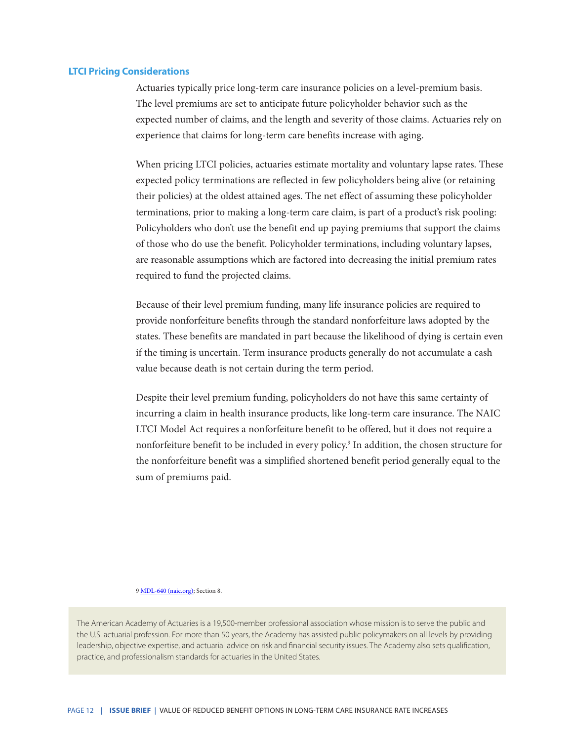## LTCI Pricing Considerations

Actuaries typically price long-term care insurance policies on a level-premium basis. The level premiums are set to anticipate future policyholder behavior such as the expected number of claims, and the length and severity of those claims. Actuaries rely on experience that claims for long-term care benefits increase with aging.

When pricing LTCI policies, actuaries estimate mortality and voluntary lapse rates. These expected policy terminations are reflected in few policyholders being alive (or retaining their policies) at the oldest attained ages. The net effect of assuming these policyholder terminations, prior to making a long-term care claim, is part of a product's risk pooling: Policyholders who don't use the benefit end up paying premiums that support the claims of those who do use the benefit. Policyholder terminations, including voluntary lapses, are reasonable assumptions which are factored into decreasing the initial premium rates required to fund the projected claims.

Because of their level premium funding, many life insurance policies are required to provide nonforfeiture benefits through the standard nonforfeiture laws adopted by the states. These benefits are mandated in part because the likelihood of dying is certain even if the timing is uncertain. Term insurance products generally do not accumulate a cash value because death is not certain during the term period.

Despite their level premium funding, policyholders do not have this same certainty of incurring a claim in health insurance products, like long-term care insurance. The NAIC LTCI Model Act requires a nonforfeiture benefit to be offered, but it does not require a nonforfeiture benefit to be included in every policy.[9] In addition, the chosen structure for the nonforfeiture benefit was a simplified shortened benefit period generally equal to the sum of premiums paid.

9 MDL-640 (naic.org); Section 8.

The American Academy of Actuaries is a 19,500-member professional association whose mission is to serve the public and the U.S. actuarial profession. For more than 50 years, the Academy has assisted public policymakers on all levels by providing leadership, objective expertise, and actuarial advice on risk and financial security issues. The Academy also sets qualification, practice, and professionalism standards for actuaries in the United States.